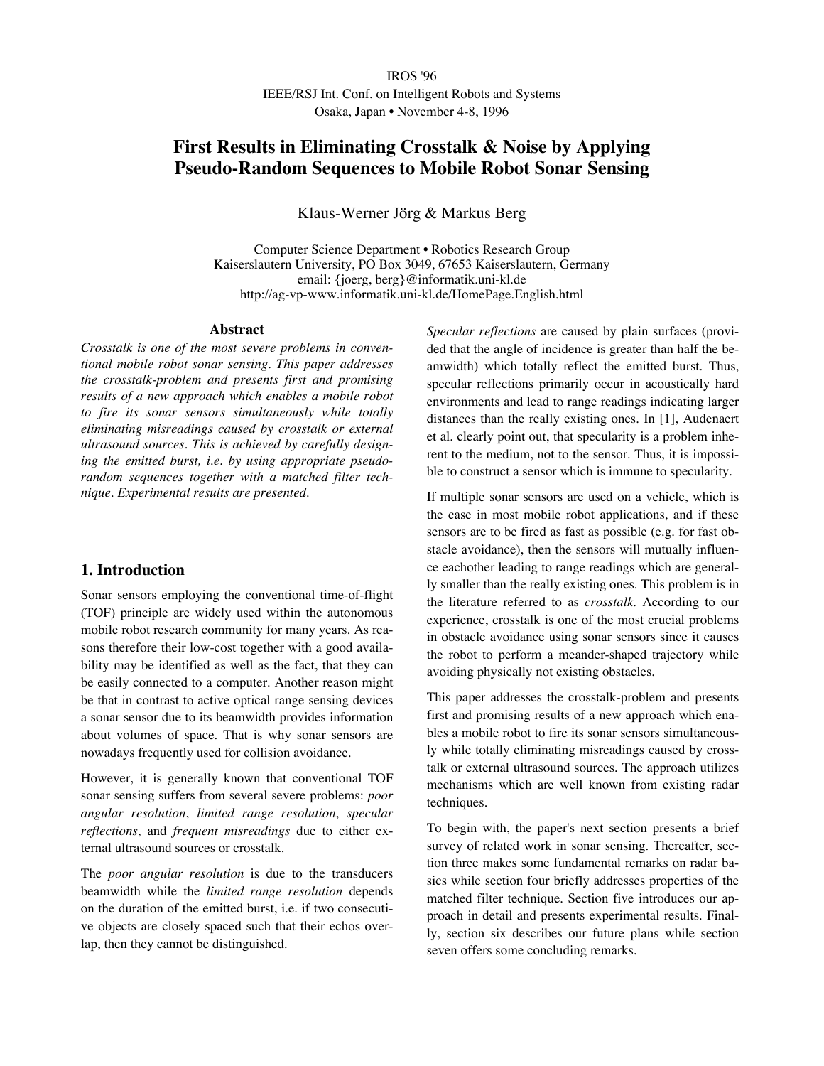IROS '96
IEEE/RSJ Int. Conf. on Intelligent Robots and Systems
Osaka, Japan • November 4-8, 1996

# First Results in Eliminating Crosstalk & Noise by Applying Pseudo-Random Sequences to Mobile Robot Sonar Sensing

Klaus-Werner Jörg & Markus Berg

Computer Science Department • Robotics Research Group
Kaiserslautern University, PO Box 3049, 67653 Kaiserslautern, Germany
email: {joerg, berg}@informatik.uni-kl.de
http://ag-vp-www.informatik.uni-kl.de/HomePage.English.html

### Abstract

*Crosstalk is one of the most severe problems in conventional mobile robot sonar sensing. This paper addresses the crosstalk-problem and presents first and promising results of a new approach which enables a mobile robot to fire its sonar sensors simultaneously while totally eliminating misreadings caused by crosstalk or external ultrasound sources. This is achieved by carefully designing the emitted burst, i.e. by using appropriate pseudo-random sequences together with a matched filter technique. Experimental results are presented.*

## 1. Introduction

Sonar sensors employing the conventional time-of-flight (TOF) principle are widely used within the autonomous mobile robot research community for many years. As reasons therefore their low-cost together with a good availability may be identified as well as the fact, that they can be easily connected to a computer. Another reason might be that in contrast to active optical range sensing devices a sonar sensor due to its beamwidth provides information about volumes of space. That is why sonar sensors are nowadays frequently used for collision avoidance.

However, it is generally known that conventional TOF sonar sensing suffers from several severe problems: *poor angular resolution*, *limited range resolution*, *specular reflections*, and *frequent misreadings* due to either external ultrasound sources or crosstalk.

The *poor angular resolution* is due to the transducers beamwidth while the *limited range resolution* depends on the duration of the emitted burst, i.e. if two consecutive objects are closely spaced such that their echos overlap, then they cannot be distinguished.

*Specular reflections* are caused by plain surfaces (provided that the angle of incidence is greater than half the beamwidth) which totally reflect the emitted burst. Thus, specular reflections primarily occur in acoustically hard environments and lead to range readings indicating larger distances than the really existing ones. In [1], Audenaert et al. clearly point out, that specularity is a problem inherent to the medium, not to the sensor. Thus, it is impossible to construct a sensor which is immune to specularity.

If multiple sonar sensors are used on a vehicle, which is the case in most mobile robot applications, and if these sensors are to be fired as fast as possible (e.g. for fast obstacle avoidance), then the sensors will mutually influence eachother leading to range readings which are generally smaller than the really existing ones. This problem is in the literature referred to as *crosstalk*. According to our experience, crosstalk is one of the most crucial problems in obstacle avoidance using sonar sensors since it causes the robot to perform a meander-shaped trajectory while avoiding physically not existing obstacles.

This paper addresses the crosstalk-problem and presents first and promising results of a new approach which enables a mobile robot to fire its sonar sensors simultaneously while totally eliminating misreadings caused by crosstalk or external ultrasound sources. The approach utilizes mechanisms which are well known from existing radar techniques.

To begin with, the paper's next section presents a brief survey of related work in sonar sensing. Thereafter, section three makes some fundamental remarks on radar basics while section four briefly addresses properties of the matched filter technique. Section five introduces our approach in detail and presents experimental results. Finally, section six describes our future plans while section seven offers some concluding remarks.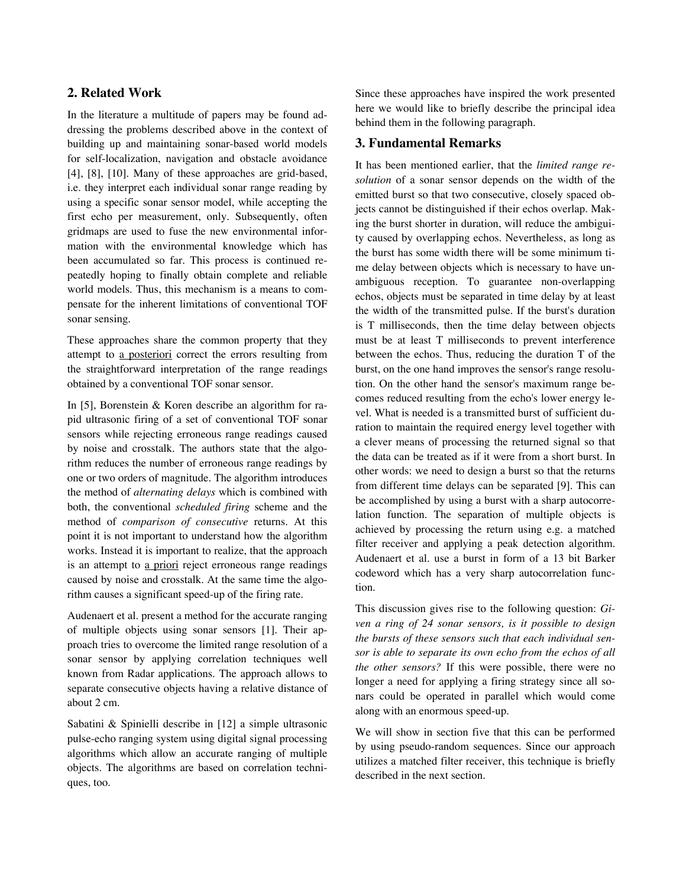## 2. Related Work

In the literature a multitude of papers may be found addressing the problems described above in the context of building up and maintaining sonar-based world models for self-localization, navigation and obstacle avoidance [4], [8], [10]. Many of these approaches are grid-based, i.e. they interpret each individual sonar range reading by using a specific sonar sensor model, while accepting the first echo per measurement, only. Subsequently, often gridmaps are used to fuse the new environmental information with the environmental knowledge which has been accumulated so far. This process is continued repeatedly hoping to finally obtain complete and reliable world models. Thus, this mechanism is a means to compensate for the inherent limitations of conventional TOF sonar sensing.

These approaches share the common property that they attempt to a posteriori correct the errors resulting from the straightforward interpretation of the range readings obtained by a conventional TOF sonar sensor.

In [5], Borenstein & Koren describe an algorithm for rapid ultrasonic firing of a set of conventional TOF sonar sensors while rejecting erroneous range readings caused by noise and crosstalk. The authors state that the algorithm reduces the number of erroneous range readings by one or two orders of magnitude. The algorithm introduces the method of *alternating delays* which is combined with both, the conventional *scheduled firing* scheme and the method of *comparison of consecutive* returns. At this point it is not important to understand how the algorithm works. Instead it is important to realize, that the approach is an attempt to a priori reject erroneous range readings caused by noise and crosstalk. At the same time the algorithm causes a significant speed-up of the firing rate.

Audenaert et al. present a method for the accurate ranging of multiple objects using sonar sensors [1]. Their approach tries to overcome the limited range resolution of a sonar sensor by applying correlation techniques well known from Radar applications. The approach allows to separate consecutive objects having a relative distance of about 2 cm.

Sabatini & Spinielli describe in [12] a simple ultrasonic pulse-echo ranging system using digital signal processing algorithms which allow an accurate ranging of multiple objects. The algorithms are based on correlation techniques, too.

Since these approaches have inspired the work presented here we would like to briefly describe the principal idea behind them in the following paragraph.

## 3. Fundamental Remarks

It has been mentioned earlier, that the *limited range resolution* of a sonar sensor depends on the width of the emitted burst so that two consecutive, closely spaced objects cannot be distinguished if their echos overlap. Making the burst shorter in duration, will reduce the ambiguity caused by overlapping echos. Nevertheless, as long as the burst has some width there will be some minimum time delay between objects which is necessary to have unambiguous reception. To guarantee non-overlapping echos, objects must be separated in time delay by at least the width of the transmitted pulse. If the burst's duration is T milliseconds, then the time delay between objects must be at least T milliseconds to prevent interference between the echos. Thus, reducing the duration T of the burst, on the one hand improves the sensor's range resolution. On the other hand the sensor's maximum range becomes reduced resulting from the echo's lower energy level. What is needed is a transmitted burst of sufficient duration to maintain the required energy level together with a clever means of processing the returned signal so that the data can be treated as if it were from a short burst. In other words: we need to design a burst so that the returns from different time delays can be separated [9]. This can be accomplished by using a burst with a sharp autocorrelation function. The separation of multiple objects is achieved by processing the return using e.g. a matched filter receiver and applying a peak detection algorithm. Audenaert et al. use a burst in form of a 13 bit Barker codeword which has a very sharp autocorrelation function.

This discussion gives rise to the following question: *Given a ring of 24 sonar sensors, is it possible to design the bursts of these sensors such that each individual sensor is able to separate its own echo from the echos of all the other sensors?* If this were possible, there were no longer a need for applying a firing strategy since all sonars could be operated in parallel which would come along with an enormous speed-up.

We will show in section five that this can be performed by using pseudo-random sequences. Since our approach utilizes a matched filter receiver, this technique is briefly described in the next section.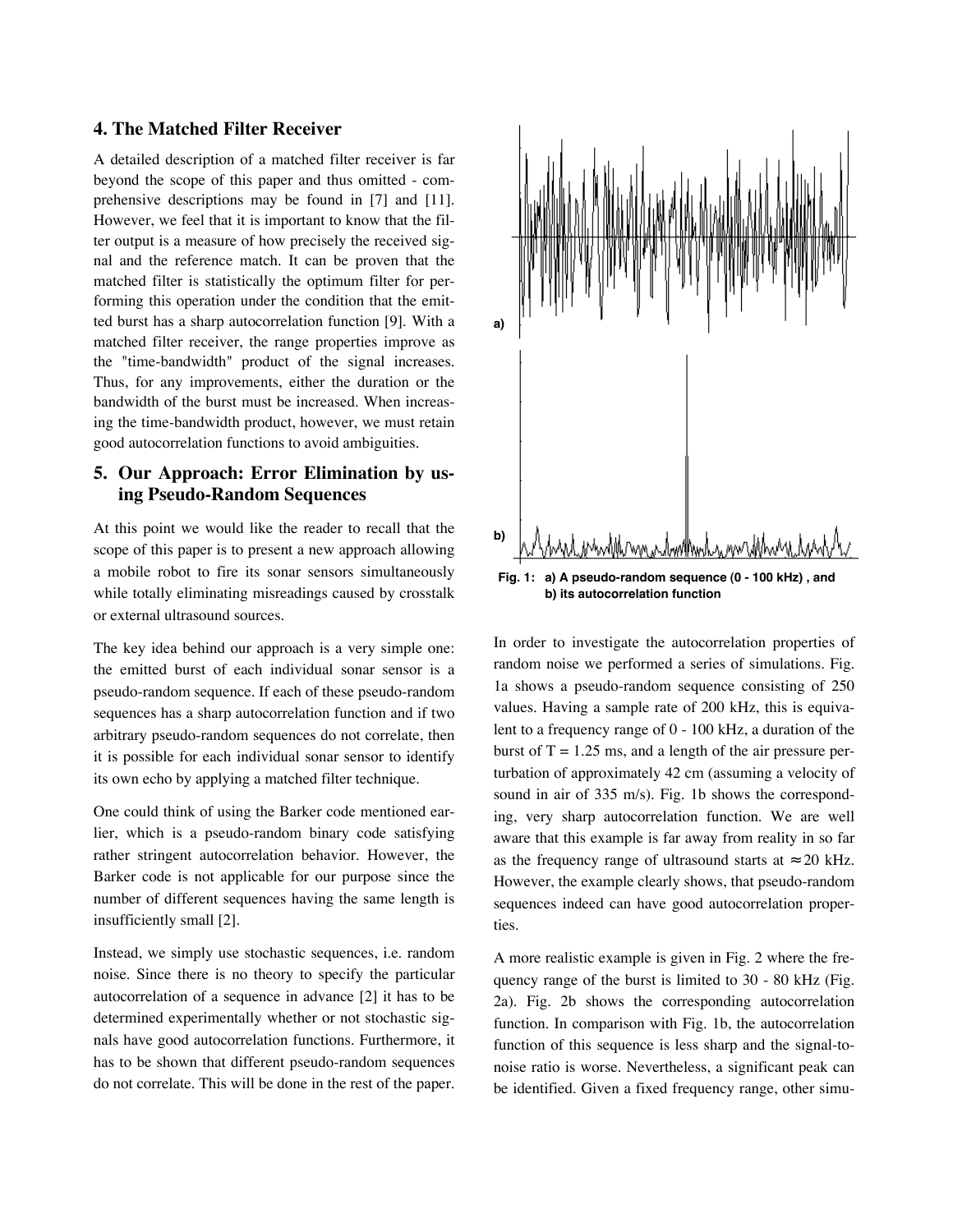## 4. The Matched Filter Receiver

A detailed description of a matched filter receiver is far beyond the scope of this paper and thus omitted - comprehensive descriptions may be found in [7] and [11]. However, we feel that it is important to know that the filter output is a measure of how precisely the received signal and the reference match. It can be proven that the matched filter is statistically the optimum filter for performing this operation under the condition that the emitted burst has a sharp autocorrelation function [9]. With a matched filter receiver, the range properties improve as the "time-bandwidth" product of the signal increases. Thus, for any improvements, either the duration or the bandwidth of the burst must be increased. When increasing the time-bandwidth product, however, we must retain good autocorrelation functions to avoid ambiguities.

## 5. Our Approach: Error Elimination by using Pseudo-Random Sequences

At this point we would like the reader to recall that the scope of this paper is to present a new approach allowing a mobile robot to fire its sonar sensors simultaneously while totally eliminating misreadings caused by crosstalk or external ultrasound sources.

The key idea behind our approach is a very simple one: the emitted burst of each individual sonar sensor is a pseudo-random sequence. If each of these pseudo-random sequences has a sharp autocorrelation function and if two arbitrary pseudo-random sequences do not correlate, then it is possible for each individual sonar sensor to identify its own echo by applying a matched filter technique.

One could think of using the Barker code mentioned earlier, which is a pseudo-random binary code satisfying rather stringent autocorrelation behavior. However, the Barker code is not applicable for our purpose since the number of different sequences having the same length is insufficiently small [2].

Instead, we simply use stochastic sequences, i.e. random noise. Since there is no theory to specify the particular autocorrelation of a sequence in advance [2] it has to be determined experimentally whether or not stochastic signals have good autocorrelation functions. Furthermore, it has to be shown that different pseudo-random sequences do not correlate. This will be done in the rest of the paper.

a)

b)

**Fig. 1: a) A pseudo-random sequence (0 - 100 kHz) , and b) its autocorrelation function**

In order to investigate the autocorrelation properties of random noise we performed a series of simulations. Fig. 1a shows a pseudo-random sequence consisting of 250 values. Having a sample rate of 200 kHz, this is equivalent to a frequency range of 0 - 100 kHz, a duration of the burst of $T = 1.25$ ms, and a length of the air pressure perturbation of approximately 42 cm (assuming a velocity of sound in air of 335 m/s). Fig. 1b shows the corresponding, very sharp autocorrelation function. We are well aware that this example is far away from reality in so far as the frequency range of ultrasound starts at $\approx 20$ kHz. However, the example clearly shows, that pseudo-random sequences indeed can have good autocorrelation properties.

A more realistic example is given in Fig. 2 where the frequency range of the burst is limited to 30 - 80 kHz (Fig. 2a). Fig. 2b shows the corresponding autocorrelation function. In comparison with Fig. 1b, the autocorrelation function of this sequence is less sharp and the signal-to-noise ratio is worse. Nevertheless, a significant peak can be identified. Given a fixed frequency range, other simu-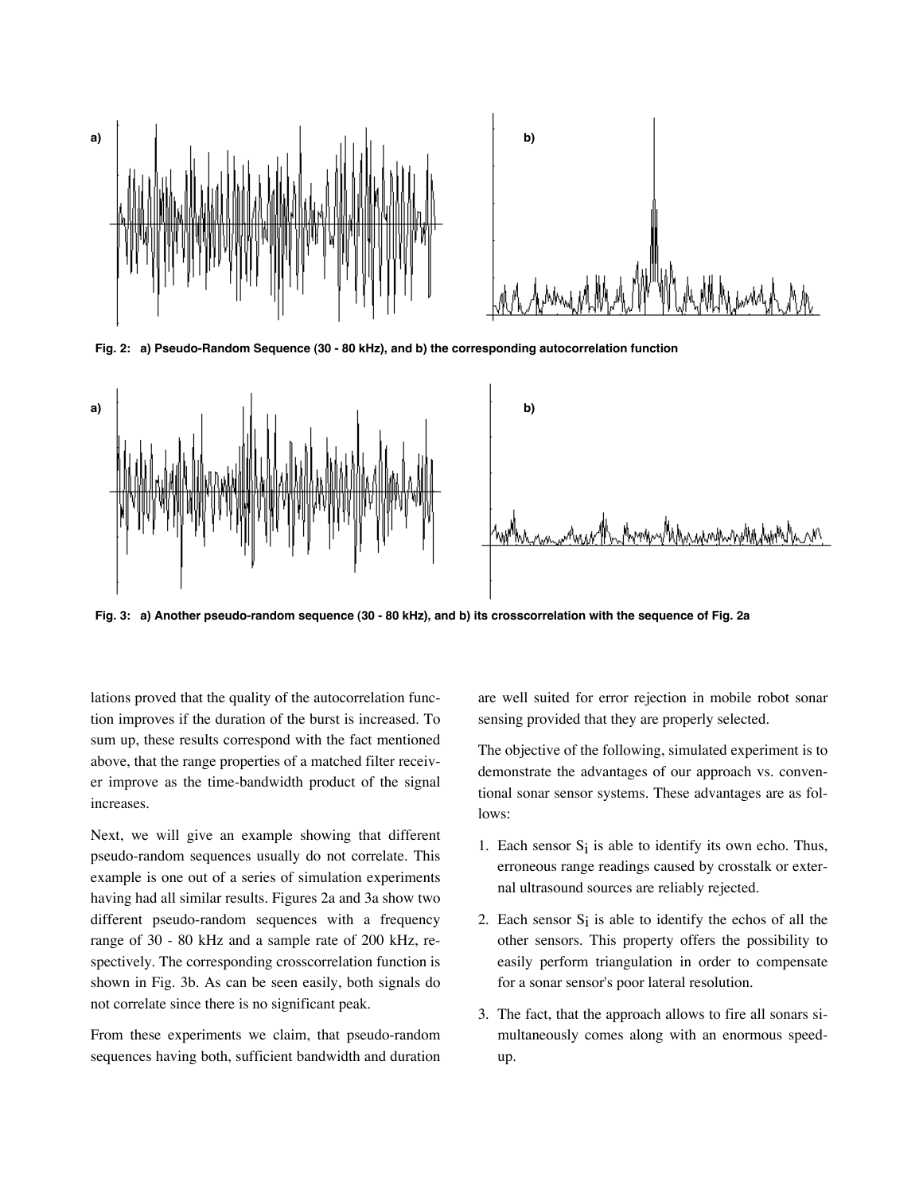Fig. 2: a) Pseudo-Random Sequence (30 - 80 kHz), and b) the corresponding autocorrelation function

Fig. 3: a) Another pseudo-random sequence (30 - 80 kHz), and b) its crosscorrelation with the sequence of Fig. 2a

lations proved that the quality of the autocorrelation function improves if the duration of the burst is increased. To sum up, these results correspond with the fact mentioned above, that the range properties of a matched filter receiver improve as the time-bandwidth product of the signal increases.

Next, we will give an example showing that different pseudo-random sequences usually do not correlate. This example is one out of a series of simulation experiments having had all similar results. Figures 2a and 3a show two different pseudo-random sequences with a frequency range of 30 - 80 kHz and a sample rate of 200 kHz, respectively. The corresponding crosscorrelation function is shown in Fig. 3b. As can be seen easily, both signals do not correlate since there is no significant peak.

From these experiments we claim, that pseudo-random sequences having both, sufficient bandwidth and duration are well suited for error rejection in mobile robot sonar sensing provided that they are properly selected.

The objective of the following, simulated experiment is to demonstrate the advantages of our approach vs. conventional sonar sensor systems. These advantages are as follows:

1. Each sensor $S_i$ is able to identify its own echo. Thus, erroneous range readings caused by crosstalk or external ultrasound sources are reliably rejected.
2. Each sensor $S_i$ is able to identify the echos of all the other sensors. This property offers the possibility to easily perform triangulation in order to compensate for a sonar sensor's poor lateral resolution.
3. The fact, that the approach allows to fire all sonars simultaneously comes along with an enormous speed-up.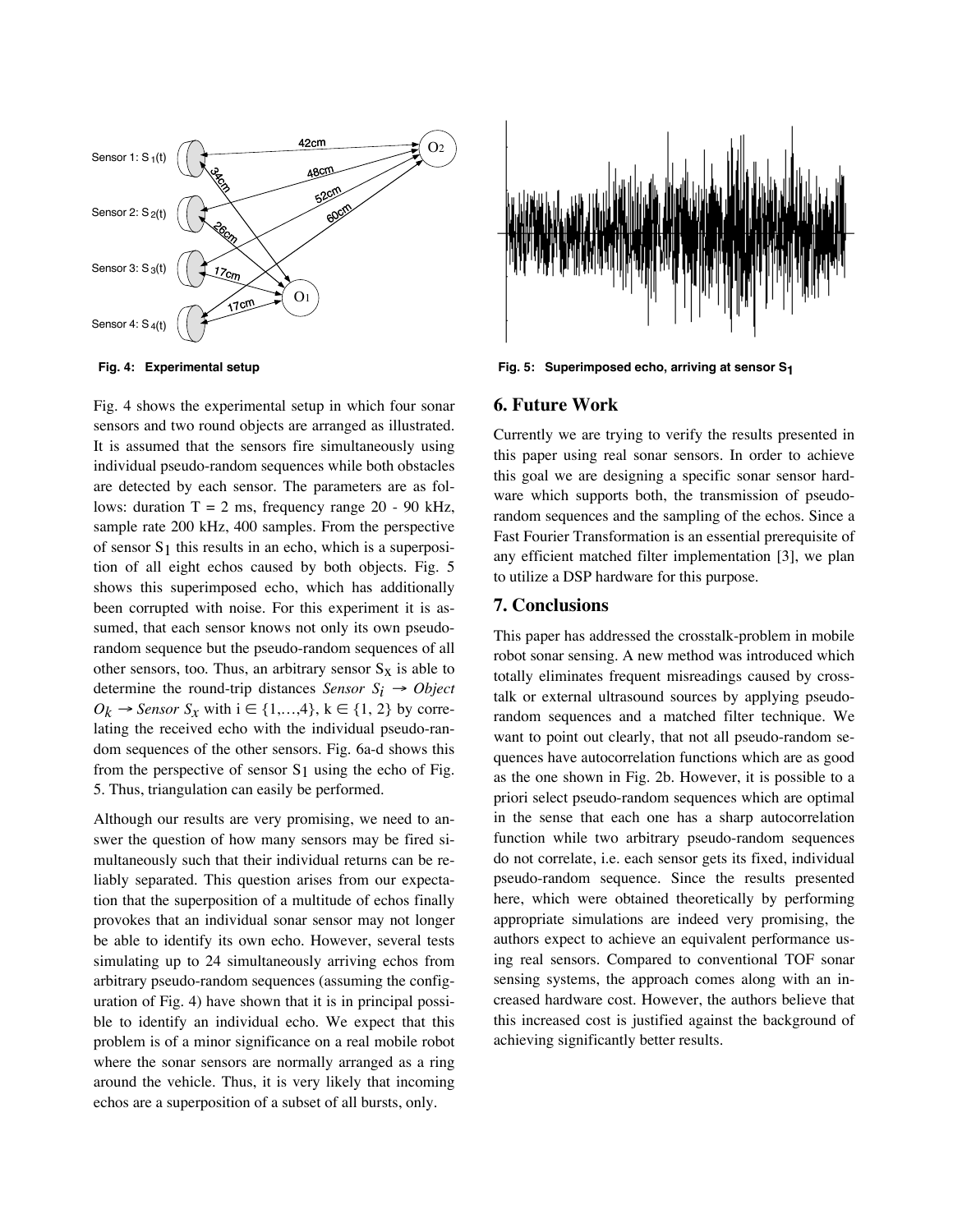Fig. 4: Experimental setup

Fig. 5: Superimposed echo, arriving at sensor $S_1$

Fig. 4 shows the experimental setup in which four sonar sensors and two round objects are arranged as illustrated. It is assumed that the sensors fire simultaneously using individual pseudo-random sequences while both obstacles are detected by each sensor. The parameters are as follows: duration T = 2 ms, frequency range 20 - 90 kHz, sample rate 200 kHz, 400 samples. From the perspective of sensor $S_1$ this results in an echo, which is a superposition of all eight echos caused by both objects. Fig. 5 shows this superimposed echo, which has additionally been corrupted with noise. For this experiment it is assumed, that each sensor knows not only its own pseudo-random sequence but the pseudo-random sequences of all other sensors, too. Thus, an arbitrary sensor $S_X$ is able to determine the round-trip distances *Sensor* $S_i \rightarrow$ *Object* $O_k \rightarrow$ *Sensor* $S_X$ with $i \in \{1,\ldots,4\}$, $k \in \{1, 2\}$ by correlating the received echo with the individual pseudo-random sequences of the other sensors. Fig. 6a-d shows this from the perspective of sensor $S_1$ using the echo of Fig. 5. Thus, triangulation can easily be performed.

Although our results are very promising, we need to answer the question of how many sensors may be fired simultaneously such that their individual returns can be reliably separated. This question arises from our expectation that the superposition of a multitude of echos finally provokes that an individual sonar sensor may not longer be able to identify its own echo. However, several tests simulating up to 24 simultaneously arriving echos from arbitrary pseudo-random sequences (assuming the configuration of Fig. 4) have shown that it is in principal possible to identify an individual echo. We expect that this problem is of a minor significance on a real mobile robot where the sonar sensors are normally arranged as a ring around the vehicle. Thus, it is very likely that incoming echos are a superposition of a subset of all bursts, only.

## 6. Future Work

Currently we are trying to verify the results presented in this paper using real sonar sensors. In order to achieve this goal we are designing a specific sonar sensor hardware which supports both, the transmission of pseudo-random sequences and the sampling of the echos. Since a Fast Fourier Transformation is an essential prerequisite of any efficient matched filter implementation [3], we plan to utilize a DSP hardware for this purpose.

## 7. Conclusions

This paper has addressed the crosstalk-problem in mobile robot sonar sensing. A new method was introduced which totally eliminates frequent misreadings caused by crosstalk or external ultrasound sources by applying pseudo-random sequences and a matched filter technique. We want to point out clearly, that not all pseudo-random sequences have autocorrelation functions which are as good as the one shown in Fig. 2b. However, it is possible to a priori select pseudo-random sequences which are optimal in the sense that each one has a sharp autocorrelation function while two arbitrary pseudo-random sequences do not correlate, i.e. each sensor gets its fixed, individual pseudo-random sequence. Since the results presented here, which were obtained theoretically by performing appropriate simulations are indeed very promising, the authors expect to achieve an equivalent performance using real sensors. Compared to conventional TOF sonar sensing systems, the approach comes along with an increased hardware cost. However, the authors believe that this increased cost is justified against the background of achieving significantly better results.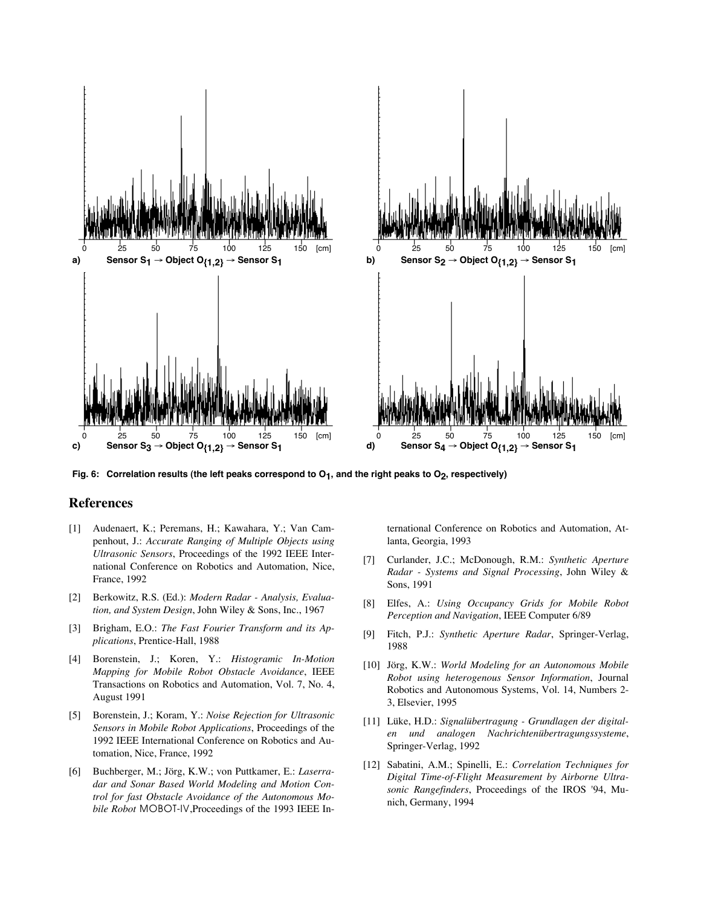0 25 50 75 100 125 150 [cm]

a) Sensor $S_1 \rightarrow$ Object $O_{\{1,2\}} \rightarrow$ Sensor $S_1$

0 25 50 75 100 125 150 [cm]

b) Sensor $S_2 \rightarrow$ Object $O_{\{1,2\}} \rightarrow$ Sensor $S_1$

0 25 50 75 100 125 150 [cm]

c) Sensor $S_3 \rightarrow$ Object $O_{\{1,2\}} \rightarrow$ Sensor $S_1$

0 25 50 75 100 125 150 [cm]

d) Sensor $S_4 \rightarrow$ Object $O_{\{1,2\}} \rightarrow$ Sensor $S_1$

**Fig. 6: Correlation results (the left peaks correspond to $O_1$, and the right peaks to $O_2$, respectively)**

## References

[1] Audenaert, K.; Peremans, H.; Kawahara, Y.; Van Campenhout, J.: *Accurate Ranging of Multiple Objects using Ultrasonic Sensors*, Proceedings of the 1992 IEEE International Conference on Robotics and Automation, Nice, France, 1992

[2] Berkowitz, R.S. (Ed.): *Modern Radar - Analysis, Evaluation, and System Design*, John Wiley & Sons, Inc., 1967

[3] Brigham, E.O.: *The Fast Fourier Transform and its Applications*, Prentice-Hall, 1988

[4] Borenstein, J.; Koren, Y.: *Histogramic In-Motion Mapping for Mobile Robot Obstacle Avoidance*, IEEE Transactions on Robotics and Automation, Vol. 7, No. 4, August 1991

[5] Borenstein, J.; Koram, Y.: *Noise Rejection for Ultrasonic Sensors in Mobile Robot Applications*, Proceedings of the 1992 IEEE International Conference on Robotics and Automation, Nice, France, 1992

[6] Buchberger, M.; Jörg, K.W.; von Puttkamer, E.: *Laserradar and Sonar Based World Modeling and Motion Control for fast Obstacle Avoidance of the Autonomous Mobile Robot* MOBOT-IV, Proceedings of the 1993 IEEE International Conference on Robotics and Automation, Atlanta, Georgia, 1993

[7] Curlander, J.C.; McDonough, R.M.: *Synthetic Aperture Radar - Systems and Signal Processing*, John Wiley & Sons, 1991

[8] Elfes, A.: *Using Occupancy Grids for Mobile Robot Perception and Navigation*, IEEE Computer 6/89

[9] Fitch, P.J.: *Synthetic Aperture Radar*, Springer-Verlag, 1988

[10] Jörg, K.W.: *World Modeling for an Autonomous Mobile Robot using heterogenous Sensor Information*, Journal Robotics and Autonomous Systems, Vol. 14, Numbers 2-3, Elsevier, 1995

[11] Lüke, H.D.: *Signalübertragung - Grundlagen der digitalen und analogen Nachrichtenübertragungssysteme*, Springer-Verlag, 1992

[12] Sabatini, A.M.; Spinelli, E.: *Correlation Techniques for Digital Time-of-Flight Measurement by Airborne Ultrasonic Rangefinders*, Proceedings of the IROS '94, Munich, Germany, 1994